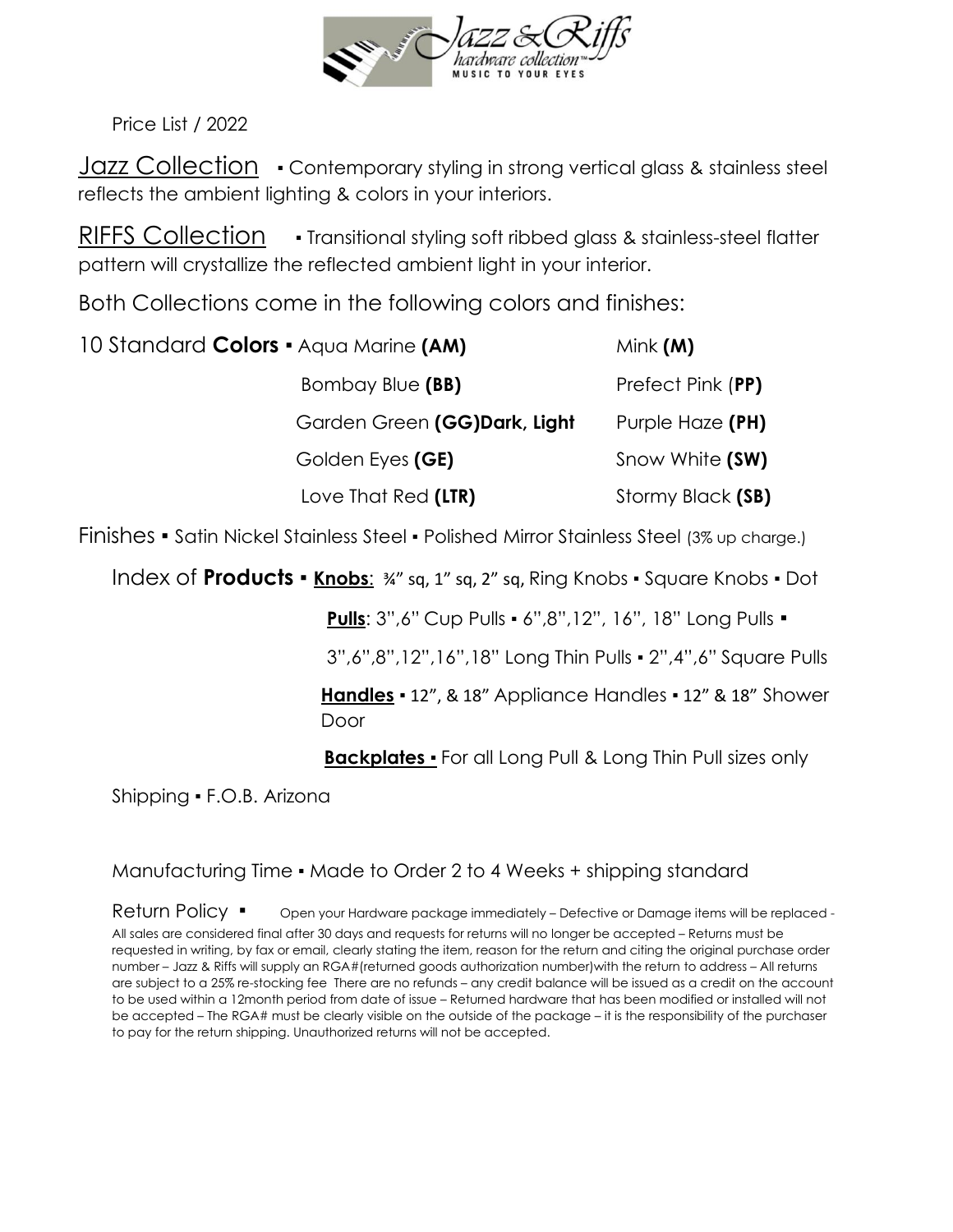Price List / 2022

## Jazz Collection

▪ Contemporary styling in strong vertical glass & stainless steel reflects the ambient lighting & colors in your interiors.

## RIFFS Collection

▪ Transitional styling soft ribbed glass & stainless-steel flatter pattern will crystallize the reflected ambient light in your interior.

Both Collections come in the following colors and finishes:

10 Standard **Colors** ▪

| | |
|---|---|
| Aqua Marine **(AM)** | Mink **(M)** |
| Bombay Blue **(BB)** | Prefect Pink (**PP)** |
| Garden Green **(GG)Dark, Light** | Purple Haze **(PH)** |
| Golden Eyes **(GE)** | Snow White **(SW)** |
| Love That Red **(LTR)** | Stormy Black **(SB)** |

Finishes ▪ Satin Nickel Stainless Steel ▪ Polished Mirror Stainless Steel (3% up charge.)

Index of **Products** ▪ **Knobs**: ¾" sq, 1" sq, 2" sq, Ring Knobs ▪ Square Knobs ▪ Dot

**Pulls**: 3",6" Cup Pulls ▪ 6",8",12", 16", 18" Long Pulls ▪

3",6",8",12",16",18" Long Thin Pulls ▪ 2",4",6" Square Pulls

**Handles** ▪ 12", & 18" Appliance Handles ▪ 12" & 18" Shower Door

**Backplates ▪** For all Long Pull & Long Thin Pull sizes only

Shipping ▪ F.O.B. Arizona

Manufacturing Time ▪ Made to Order 2 to 4 Weeks + shipping standard

Return Policy ▪ Open your Hardware package immediately – Defective or Damage items will be replaced - All sales are considered final after 30 days and requests for returns will no longer be accepted – Returns must be requested in writing, by fax or email, clearly stating the item, reason for the return and citing the original purchase order number – Jazz & Riffs will supply an RGA#(returned goods authorization number)with the return to address – All returns are subject to a 25% re-stocking fee There are no refunds – any credit balance will be issued as a credit on the account to be used within a 12month period from date of issue – Returned hardware that has been modified or installed will not be accepted – The RGA# must be clearly visible on the outside of the package – it is the responsibility of the purchaser to pay for the return shipping. Unauthorized returns will not be accepted.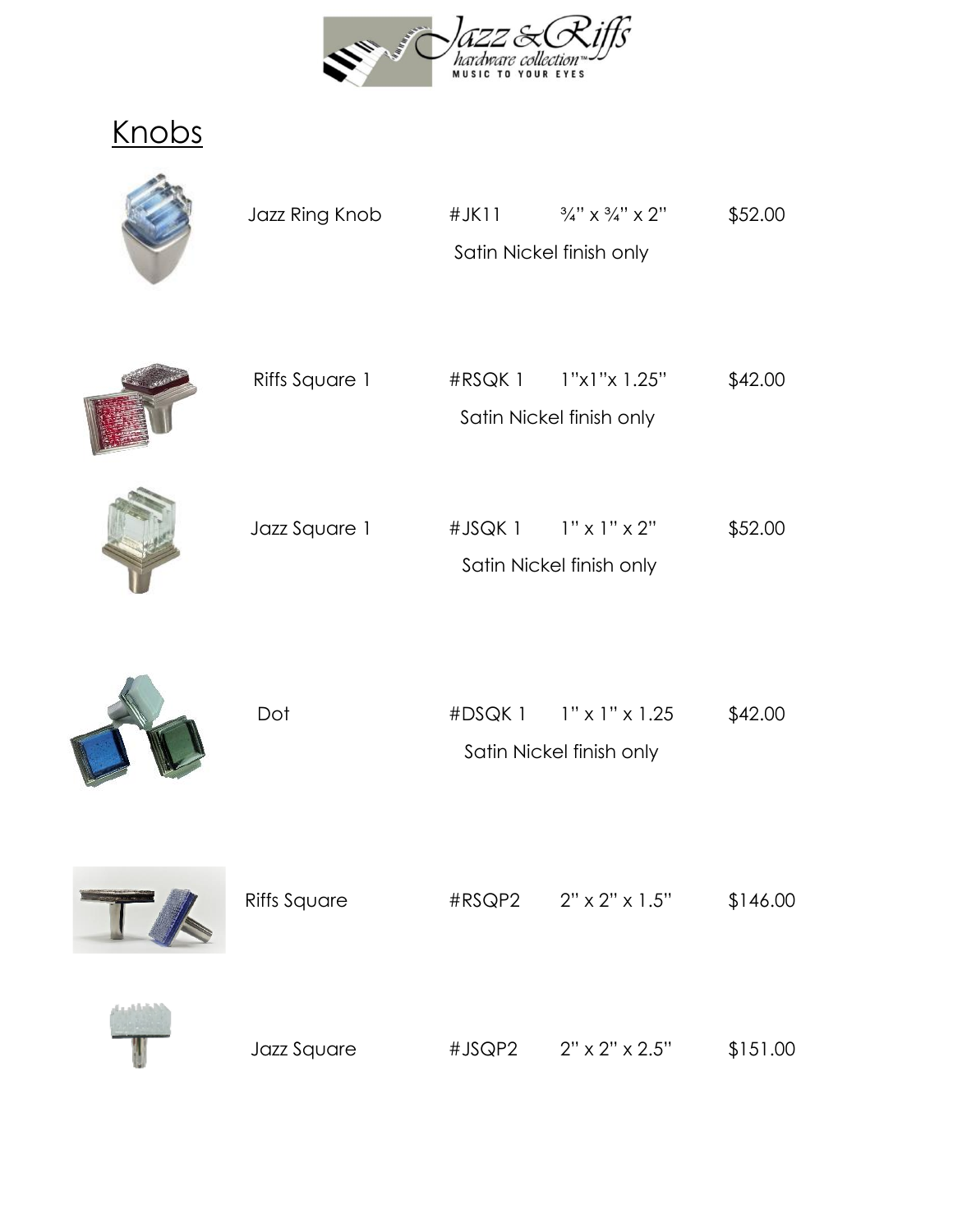## Knobs

| Name | Item # | Size | Price |
| --- | --- | --- | --- |
| Jazz Ring Knob | #JK11 | ¾" x ¾" x 2" | $52.00 |
| | Satin Nickel finish only | | |
| Riffs Square 1 | #RSQK 1 | 1"x1"x 1.25" | $42.00 |
| | Satin Nickel finish only | | |
| Jazz Square 1 | #JSQK 1 | 1" x 1" x 2" | $52.00 |
| | Satin Nickel finish only | | |
| Dot | #DSQK 1 | 1" x 1" x 1.25 | $42.00 |
| | Satin Nickel finish only | | |
| Riffs Square | #RSQP2 | 2" x 2" x 1.5" | $146.00 |
| Jazz Square | #JSQP2 | 2" x 2" x 2.5" | $151.00 |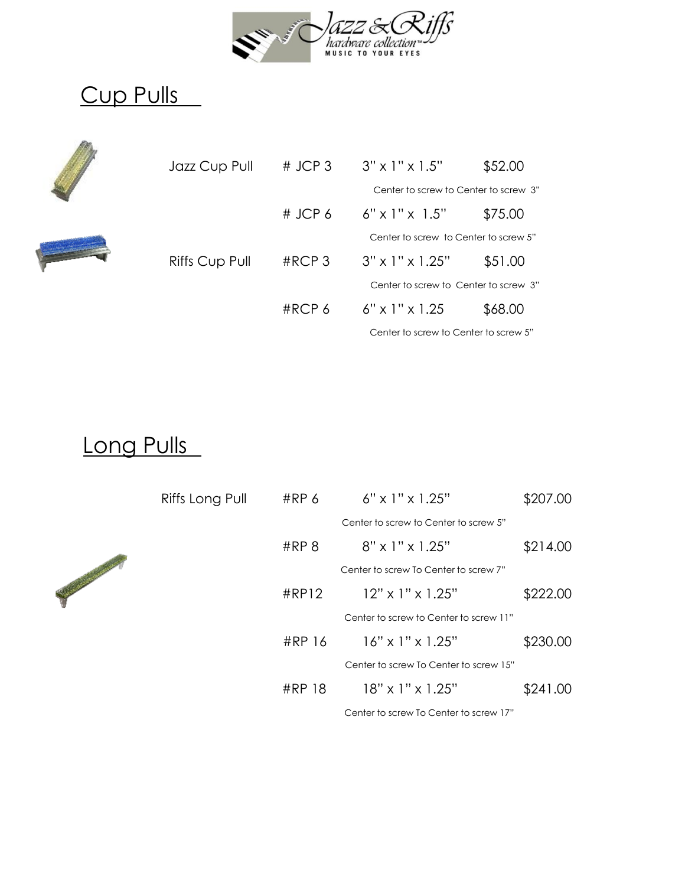Jazz & Riffs hardware collection™ MUSIC TO YOUR EYES

## Cup Pulls

| | | | |
|---|---|---|---|
| Jazz Cup Pull | # JCP 3 | 3" x 1" x 1.5" | $52.00 |
| | | Center to screw to Center to screw 3" | |
| | # JCP 6 | 6" x 1" x 1.5" | $75.00 |
| | | Center to screw to Center to screw 5" | |
| Riffs Cup Pull | #RCP 3 | 3" x 1" x 1.25" | $51.00 |
| | | Center to screw to Center to screw 3" | |
| | #RCP 6 | 6" x 1" x 1.25 | $68.00 |
| | | Center to screw to Center to screw 5" | |

## Long Pulls

| | | | |
|---|---|---|---|
| Riffs Long Pull | #RP 6 | 6" x 1" x 1.25" | $207.00 |
| | | Center to screw to Center to screw 5" | |
| | #RP 8 | 8" x 1" x 1.25" | $214.00 |
| | | Center to screw To Center to screw 7" | |
| | #RP12 | 12" x 1" x 1.25" | $222.00 |
| | | Center to screw to Center to screw 11" | |
| | #RP 16 | 16" x 1" x 1.25" | $230.00 |
| | | Center to screw To Center to screw 15" | |
| | #RP 18 | 18" x 1" x 1.25" | $241.00 |
| | | Center to screw To Center to screw 17" | |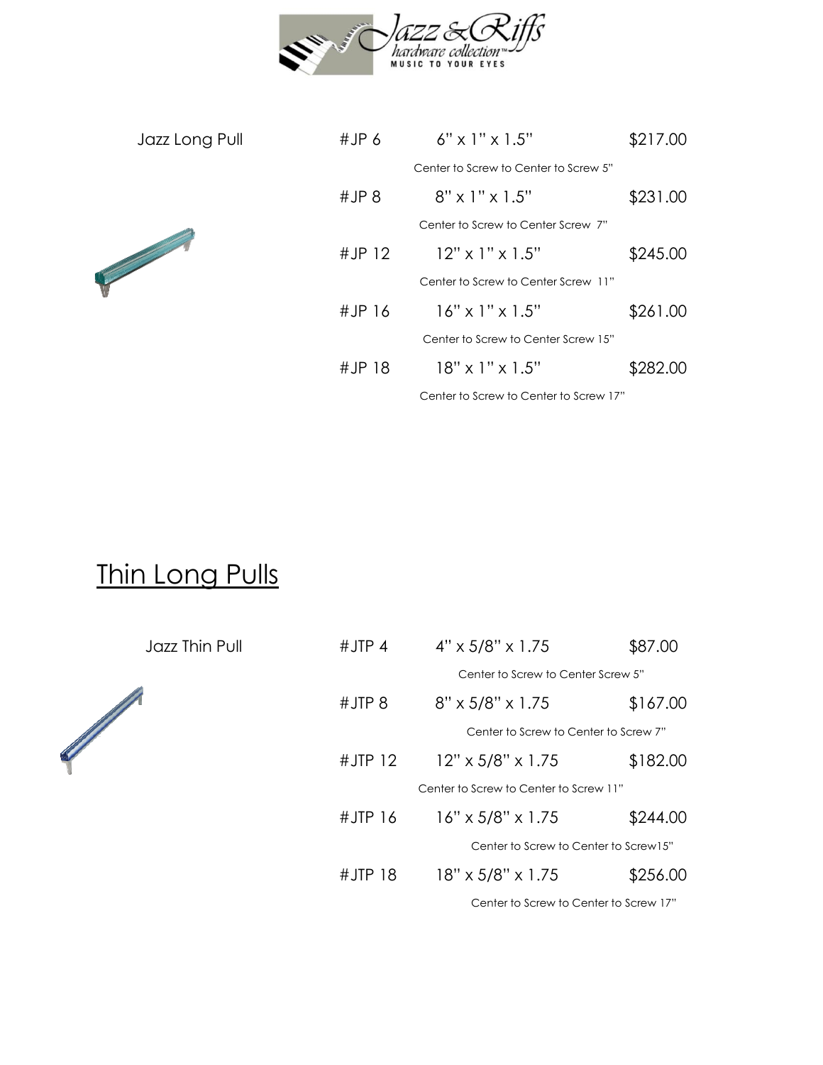Jazz Long Pull

| | | |
|---|---|---|
| #JP 6 | 6" x 1" x 1.5" | $217.00 |
| | Center to Screw to Center to Screw 5" | |
| #JP 8 | 8" x 1" x 1.5" | $231.00 |
| | Center to Screw to Center Screw 7" | |
| #JP 12 | 12" x 1" x 1.5" | $245.00 |
| | Center to Screw to Center Screw 11" | |
| #JP 16 | 16" x 1" x 1.5" | $261.00 |
| | Center to Screw to Center Screw 15" | |
| #JP 18 | 18" x 1" x 1.5" | $282.00 |
| | Center to Screw to Center to Screw 17" | |

## Thin Long Pulls

Jazz Thin Pull

| | | |
|---|---|---|
| #JTP 4 | 4" x 5/8" x 1.75 | $87.00 |
| | Center to Screw to Center Screw 5" | |
| #JTP 8 | 8" x 5/8" x 1.75 | $167.00 |
| | Center to Screw to Center to Screw 7" | |
| #JTP 12 | 12" x 5/8" x 1.75 | $182.00 |
| | Center to Screw to Center to Screw 11" | |
| #JTP 16 | 16" x 5/8" x 1.75 | $244.00 |
| | Center to Screw to Center to Screw15" | |
| #JTP 18 | 18" x 5/8" x 1.75 | $256.00 |
| | Center to Screw to Center to Screw 17" | |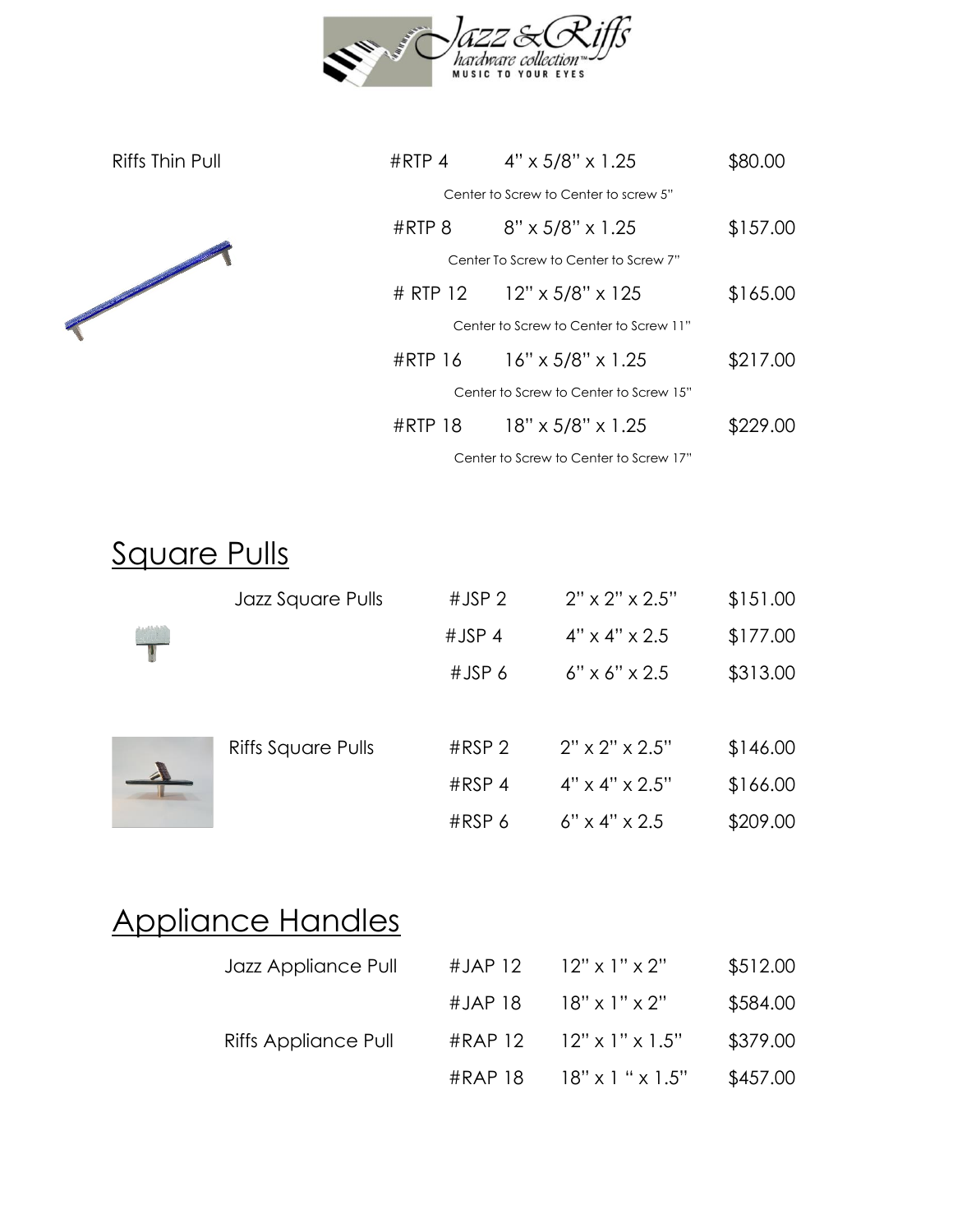| Riffs Thin Pull | #RTP 4 | 4" x 5/8" x 1.25 | $80.00 |
|---|---|---|---|
| | Center to Screw to Center to screw 5" | | |
| | #RTP 8 | 8" x 5/8" x 1.25 | $157.00 |
| | Center To Screw to Center to Screw 7" | | |
| | # RTP 12 | 12" x 5/8" x 125 | $165.00 |
| | Center to Screw to Center to Screw 11" | | |
| | #RTP 16 | 16" x 5/8" x 1.25 | $217.00 |
| | Center to Screw to Center to Screw 15" | | |
| | #RTP 18 | 18" x 5/8" x 1.25 | $229.00 |
| | Center to Screw to Center to Screw 17" | | |

## Square Pulls

| | | | |
|---|---|---|---|
| Jazz Square Pulls | #JSP 2 | 2" x 2" x 2.5" | $151.00 |
| | #JSP 4 | 4" x 4" x 2.5 | $177.00 |
| | #JSP 6 | 6" x 6" x 2.5 | $313.00 |
| Riffs Square Pulls | #RSP 2 | 2" x 2" x 2.5" | $146.00 |
| | #RSP 4 | 4" x 4" x 2.5" | $166.00 |
| | #RSP 6 | 6" x 4" x 2.5 | $209.00 |

## Appliance Handles

| | | | |
|---|---|---|---|
| Jazz Appliance Pull | #JAP 12 | 12" x 1" x 2" | $512.00 |
| | #JAP 18 | 18" x 1" x 2" | $584.00 |
| Riffs Appliance Pull | #RAP 12 | 12" x 1" x 1.5" | $379.00 |
| | #RAP 18 | 18" x 1 " x 1.5" | $457.00 |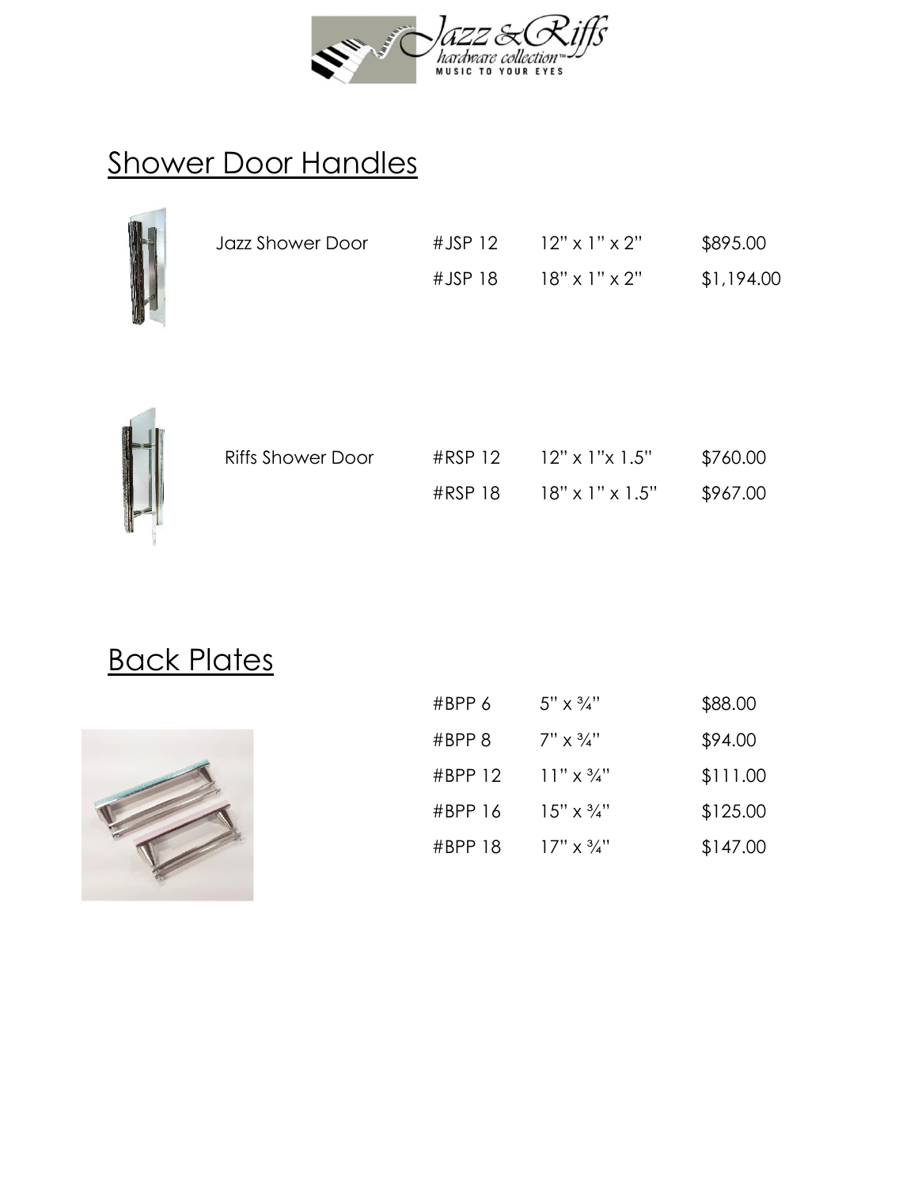## Shower Door Handles

| | | | |
|---|---|---|---|
| Jazz Shower Door | #JSP 12 | 12" x 1" x 2" | $895.00 |
| | #JSP 18 | 18" x 1" x 2" | $1,194.00 |
| Riffs Shower Door | #RSP 12 | 12" x 1"x 1.5" | $760.00 |
| | #RSP 18 | 18" x 1" x 1.5" | $967.00 |

## Back Plates

| | | |
|---|---|---|
| #BPP 6 | 5" x ¾" | $88.00 |
| #BPP 8 | 7" x ¾" | $94.00 |
| #BPP 12 | 11" x ¾" | $111.00 |
| #BPP 16 | 15" x ¾" | $125.00 |
| #BPP 18 | 17" x ¾" | $147.00 |